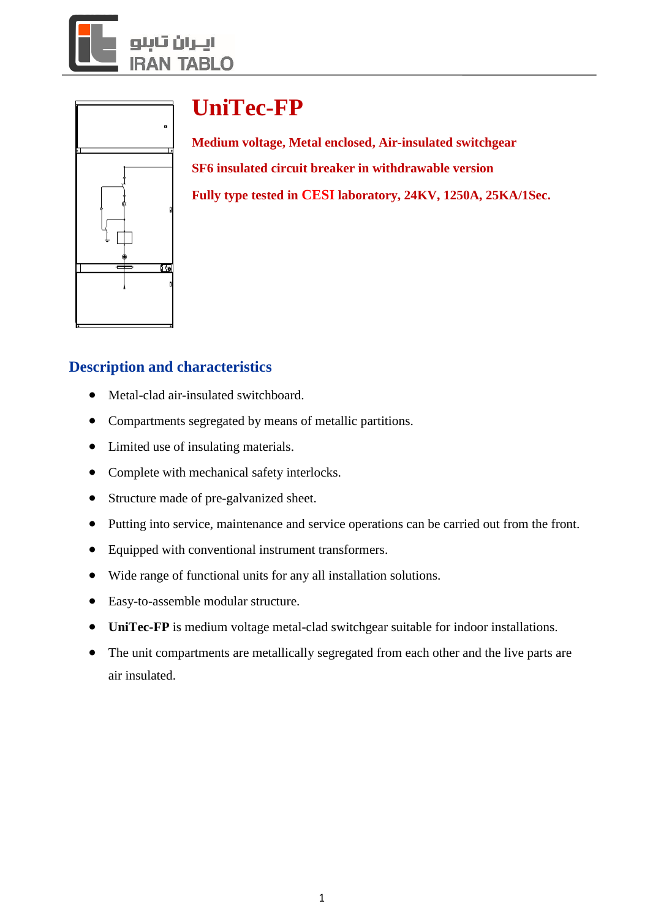# UniTec-FP

**Medium voltage, Metal enclosed, Air-insulated switchgear**

**SF6 insulated circuit breaker in withdrawable version**

**Fully type tested in CESI laboratory, 24KV, 1250A, 25KA/1Sec.**

## Description and characteristics

- Metal-clad air-insulated switchboard.
- Compartments segregated by means of metallic partitions.
- Limited use of insulating materials.
- Complete with mechanical safety interlocks.
- Structure made of pre-galvanized sheet.
- Putting into service, maintenance and service operations can be carried out from the front.
- Equipped with conventional instrument transformers.
- Wide range of functional units for any all installation solutions.
- Easy-to-assemble modular structure.
- **UniTec-FP** is medium voltage metal-clad switchgear suitable for indoor installations.
- The unit compartments are metallically segregated from each other and the live parts are air insulated.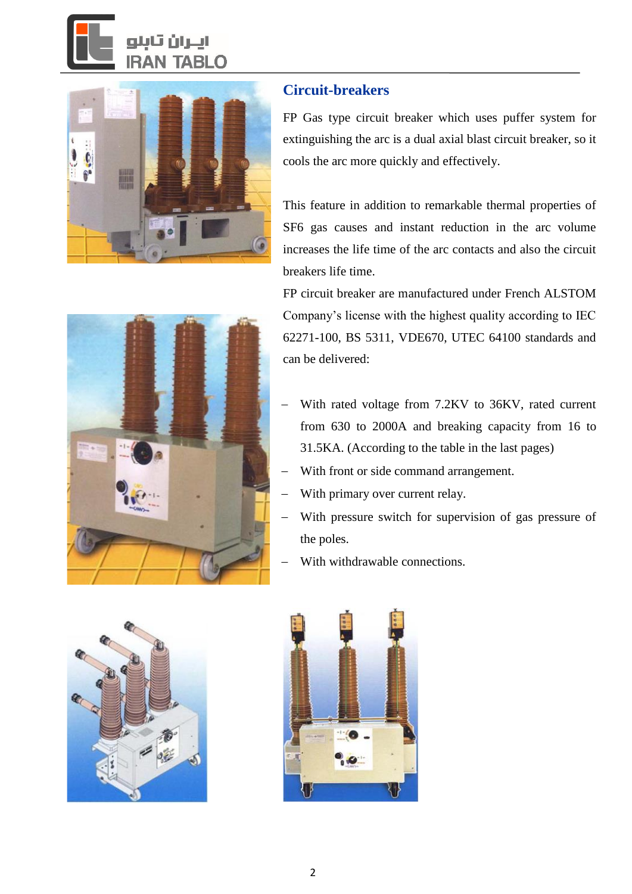## Circuit-breakers

FP Gas type circuit breaker which uses puffer system for extinguishing the arc is a dual axial blast circuit breaker, so it cools the arc more quickly and effectively.

This feature in addition to remarkable thermal properties of $SF_6$ gas causes and instant reduction in the arc volume increases the life time of the arc contacts and also the circuit breakers life time.

FP circuit breaker are manufactured under French ALSTOM Company's license with the highest quality according to IEC 62271-100, BS 5311, VDE670, UTEC 64100 standards and can be delivered:

- With rated voltage from 7.2KV to 36KV, rated current from 630 to 2000A and breaking capacity from 16 to 31.5KA. (According to the table in the last pages)
- With front or side command arrangement.
- With primary over current relay.
- With pressure switch for supervision of gas pressure of the poles.
- With withdrawable connections.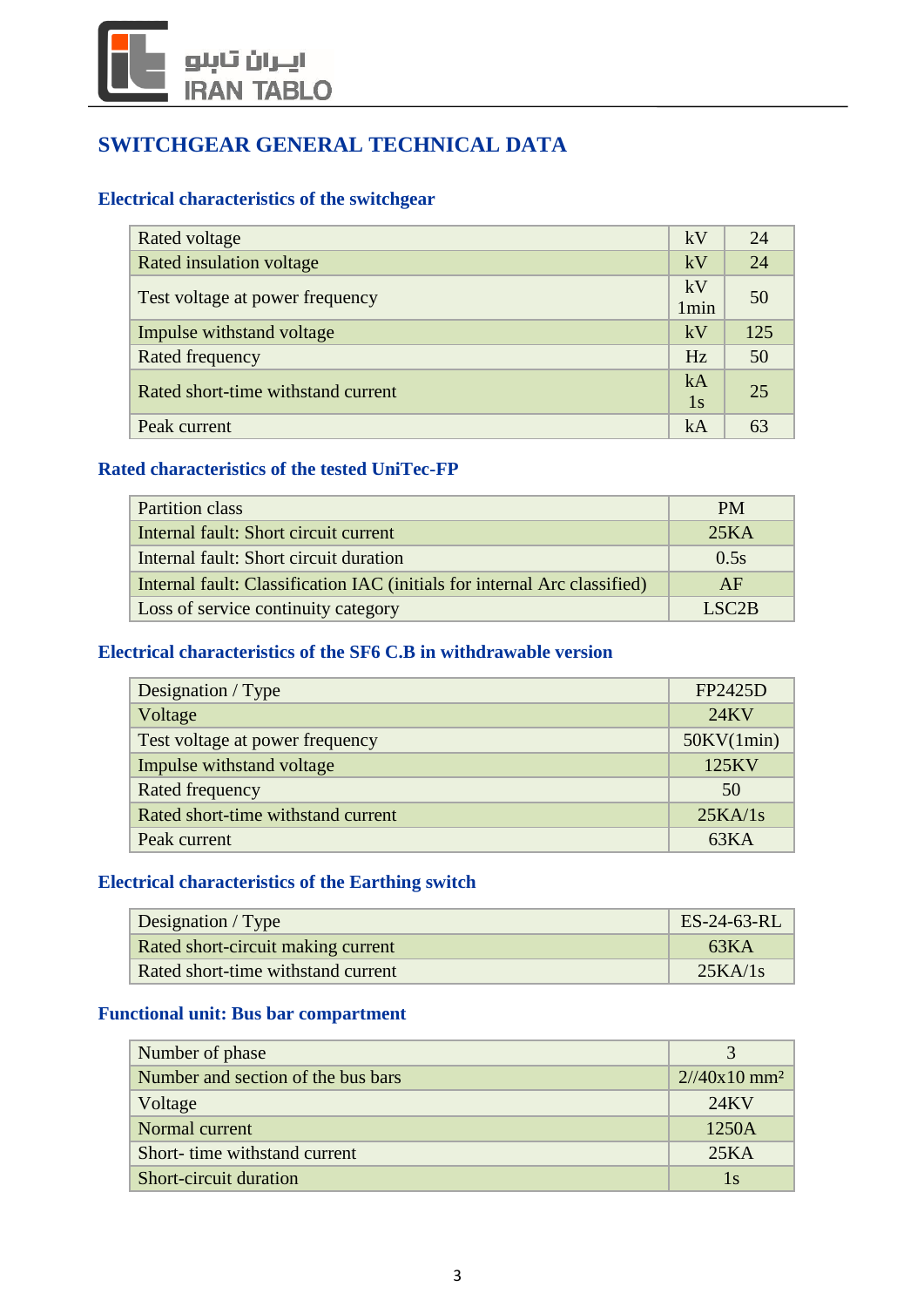# SWITCHGEAR GENERAL TECHNICAL DATA

## Electrical characteristics of the switchgear

| | | |
|---|---|---|
| Rated voltage | kV | 24 |
| Rated insulation voltage | kV | 24 |
| Test voltage at power frequency | kV 1min | 50 |
| Impulse withstand voltage | kV | 125 |
| Rated frequency | Hz | 50 |
| Rated short-time withstand current | kA 1s | 25 |
| Peak current | kA | 63 |

## Rated characteristics of the tested UniTec-FP

| | |
|---|---|
| Partition class | PM |
| Internal fault: Short circuit current | 25KA |
| Internal fault: Short circuit duration | 0.5s |
| Internal fault: Classification IAC (initials for internal Arc classified) | AF |
| Loss of service continuity category | LSC2B |

## Electrical characteristics of the SF6 C.B in withdrawable version

| | |
|---|---|
| Designation / Type | FP2425D |
| Voltage | 24KV |
| Test voltage at power frequency | 50KV(1min) |
| Impulse withstand voltage | 125KV |
| Rated frequency | 50 |
| Rated short-time withstand current | 25KA/1s |
| Peak current | 63KA |

## Electrical characteristics of the Earthing switch

| | |
|---|---|
| Designation / Type | ES-24-63-RL |
| Rated short-circuit making current | 63KA |
| Rated short-time withstand current | 25KA/1s |

## Functional unit: Bus bar compartment

| | |
|---|---|
| Number of phase | 3 |
| Number and section of the bus bars | 2//40x10 mm² |
| Voltage | 24KV |
| Normal current | 1250A |
| Short- time withstand current | 25KA |
| Short-circuit duration | 1s |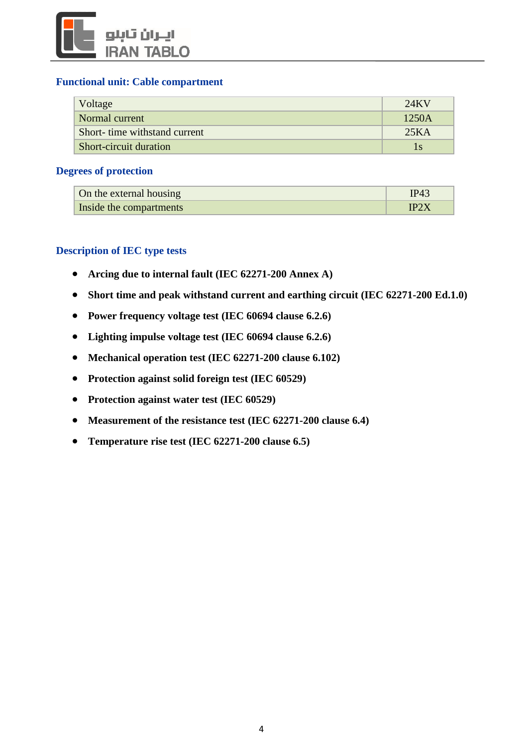## Functional unit: Cable compartment

| | |
|---|---|
| Voltage | 24KV |
| Normal current | 1250A |
| Short- time withstand current | 25KA |
| Short-circuit duration | 1s |

## Degrees of protection

| | |
|---|---|
| On the external housing | IP43 |
| Inside the compartments | IP2X |

## Description of IEC type tests

- **Arcing due to internal fault (IEC 62271-200 Annex A)**
- **Short time and peak withstand current and earthing circuit (IEC 62271-200 Ed.1.0)**
- **Power frequency voltage test (IEC 60694 clause 6.2.6)**
- **Lighting impulse voltage test (IEC 60694 clause 6.2.6)**
- **Mechanical operation test (IEC 62271-200 clause 6.102)**
- **Protection against solid foreign test (IEC 60529)**
- **Protection against water test (IEC 60529)**
- **Measurement of the resistance test (IEC 62271-200 clause 6.4)**
- **Temperature rise test (IEC 62271-200 clause 6.5)**